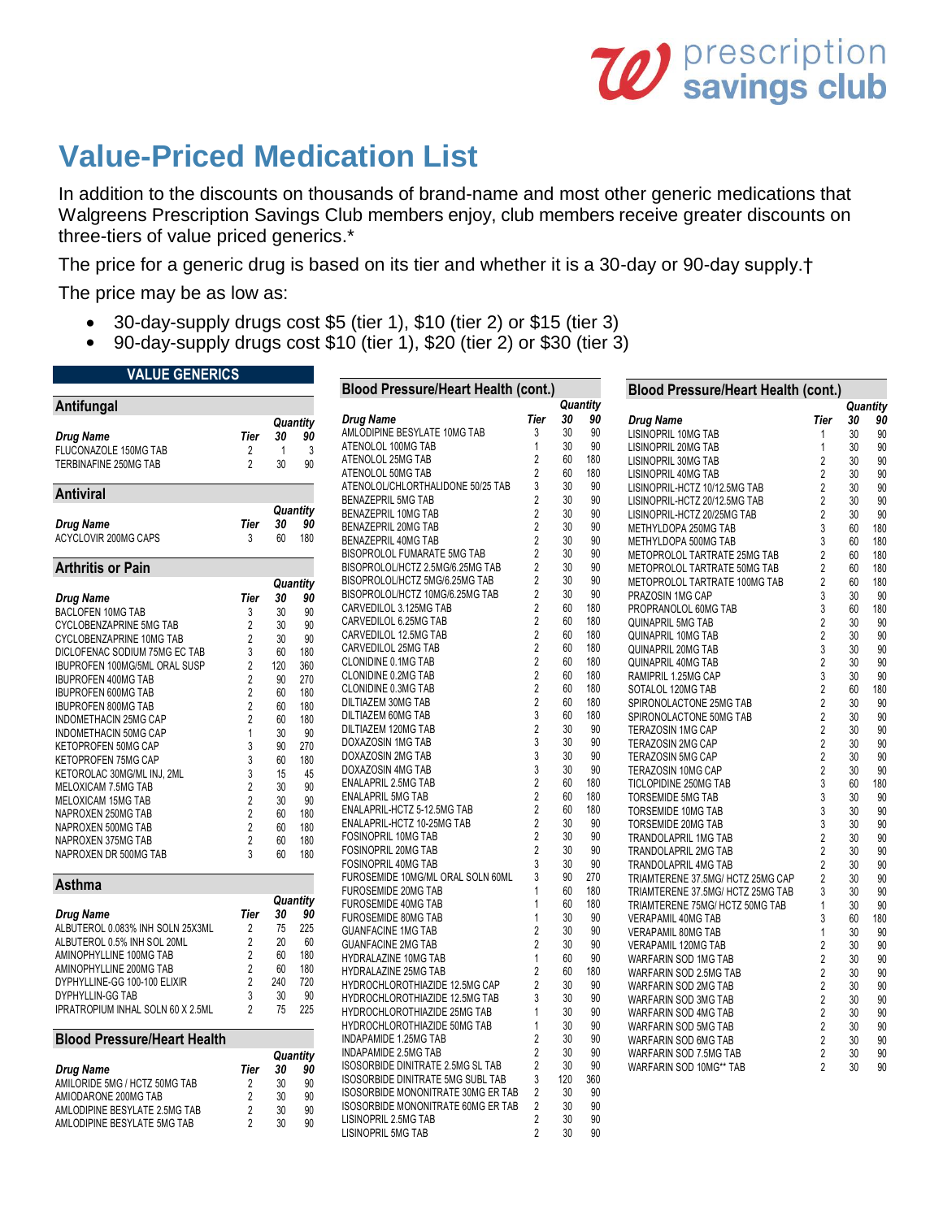prescription savings club

# Value-Priced Medication List

In addition to the discounts on thousands of brand-name and most other generic medications that Walgreens Prescription Savings Club members enjoy, club members receive greater discounts on three-tiers of value priced generics.*

The price for a generic drug is based on its tier and whether it is a 30-day or 90-day supply.†

The price may be as low as:

- 30-day-supply drugs cost $5 (tier 1), $10 (tier 2) or $15 (tier 3)
- 90-day-supply drugs cost $10 (tier 1), $20 (tier 2) or $30 (tier 3)

## VALUE GENERICS

### Antifungal

| Drug Name | Tier | Quantity 30 | Quantity 90 |
|---|---|---|---|
| FLUCONAZOLE 150MG TAB | 2 | 1 | 3 |
| TERBINAFINE 250MG TAB | 2 | 30 | 90 |

### Antiviral

| Drug Name | Tier | Quantity 30 | Quantity 90 |
|---|---|---|---|
| ACYCLOVIR 200MG CAPS | 3 | 60 | 180 |

### Arthritis or Pain

| Drug Name | Tier | Quantity 30 | Quantity 90 |
|---|---|---|---|
| BACLOFEN 10MG TAB | 3 | 30 | 90 |
| CYCLOBENZAPRINE 5MG TAB | 2 | 30 | 90 |
| CYCLOBENZAPRINE 10MG TAB | 2 | 30 | 90 |
| DICLOFENAC SODIUM 75MG EC TAB | 3 | 60 | 180 |
| IBUPROFEN 100MG/5ML ORAL SUSP | 2 | 120 | 360 |
| IBUPROFEN 400MG TAB | 2 | 90 | 270 |
| IBUPROFEN 600MG TAB | 2 | 60 | 180 |
| IBUPROFEN 800MG TAB | 2 | 60 | 180 |
| INDOMETHACIN 25MG CAP | 2 | 60 | 180 |
| INDOMETHACIN 50MG CAP | 1 | 30 | 90 |
| KETOPROFEN 50MG CAP | 3 | 90 | 270 |
| KETOPROFEN 75MG CAP | 3 | 60 | 180 |
| KETOROLAC 30MG/ML INJ, 2ML | 3 | 15 | 45 |
| MELOXICAM 7.5MG TAB | 2 | 30 | 90 |
| MELOXICAM 15MG TAB | 2 | 30 | 90 |
| NAPROXEN 250MG TAB | 2 | 60 | 180 |
| NAPROXEN 500MG TAB | 2 | 60 | 180 |
| NAPROXEN 375MG TAB | 2 | 60 | 180 |
| NAPROXEN DR 500MG TAB | 3 | 60 | 180 |

### Asthma

| Drug Name | Tier | Quantity 30 | Quantity 90 |
|---|---|---|---|
| ALBUTEROL 0.083% INH SOLN 25X3ML | 2 | 75 | 225 |
| ALBUTEROL 0.5% INH SOL 20ML | 2 | 20 | 60 |
| AMINOPHYLLINE 100MG TAB | 2 | 60 | 180 |
| AMINOPHYLLINE 200MG TAB | 2 | 60 | 180 |
| DYPHYLLINE-GG 100-100 ELIXIR | 2 | 240 | 720 |
| DYPHYLLIN-GG TAB | 3 | 30 | 90 |
| IPRATROPIUM INHAL SOLN 60 X 2.5ML | 2 | 75 | 225 |

### Blood Pressure/Heart Health

| Drug Name | Tier | Quantity 30 | Quantity 90 |
|---|---|---|---|
| AMILORIDE 5MG / HCTZ 50MG TAB | 2 | 30 | 90 |
| AMIODARONE 200MG TAB | 2 | 30 | 90 |
| AMLODIPINE BESYLATE 2.5MG TAB | 2 | 30 | 90 |
| AMLODIPINE BESYLATE 5MG TAB | 2 | 30 | 90 |
| AMLODIPINE BESYLATE 10MG TAB | 3 | 30 | 90 |
| ATENOLOL 100MG TAB | 1 | 30 | 90 |
| ATENOLOL 25MG TAB | 2 | 60 | 180 |
| ATENOLOL 50MG TAB | 2 | 60 | 180 |
| ATENOLOL/CHLORTHALIDONE 50/25 TAB | 3 | 30 | 90 |
| BENAZEPRIL 5MG TAB | 2 | 30 | 90 |
| BENAZEPRIL 10MG TAB | 2 | 30 | 90 |
| BENAZEPRIL 20MG TAB | 2 | 30 | 90 |
| BENAZEPRIL 40MG TAB | 2 | 30 | 90 |
| BISOPROLOL FUMARATE 5MG TAB | 2 | 30 | 90 |
| BISOPROLOL/HCTZ 2.5MG/6.25MG TAB | 2 | 30 | 90 |
| BISOPROLOL/HCTZ 5MG/6.25MG TAB | 2 | 30 | 90 |
| BISOPROLOL/HCTZ 10MG/6.25MG TAB | 2 | 30 | 90 |
| CARVEDILOL 3.125MG TAB | 2 | 60 | 180 |
| CARVEDILOL 6.25MG TAB | 2 | 60 | 180 |
| CARVEDILOL 12.5MG TAB | 2 | 60 | 180 |
| CARVEDILOL 25MG TAB | 2 | 60 | 180 |
| CLONIDINE 0.1MG TAB | 2 | 60 | 180 |
| CLONIDINE 0.2MG TAB | 2 | 60 | 180 |
| CLONIDINE 0.3MG TAB | 2 | 60 | 180 |
| DILTIAZEM 30MG TAB | 2 | 60 | 180 |
| DILTIAZEM 60MG TAB | 3 | 60 | 180 |
| DILTIAZEM 120MG TAB | 2 | 30 | 90 |
| DOXAZOSIN 1MG TAB | 3 | 30 | 90 |
| DOXAZOSIN 2MG TAB | 3 | 30 | 90 |
| DOXAZOSIN 4MG TAB | 3 | 30 | 90 |
| ENALAPRIL 2.5MG TAB | 2 | 60 | 180 |
| ENALAPRIL 5MG TAB | 2 | 60 | 180 |
| ENALAPRIL-HCTZ 5-12.5MG TAB | 2 | 60 | 180 |
| ENALAPRIL-HCTZ 10-25MG TAB | 2 | 30 | 90 |
| FOSINOPRIL 10MG TAB | 2 | 30 | 90 |
| FOSINOPRIL 20MG TAB | 2 | 30 | 90 |
| FOSINOPRIL 40MG TAB | 3 | 30 | 90 |
| FUROSEMIDE 10MG/ML ORAL SOLN 60ML | 3 | 90 | 270 |
| FUROSEMIDE 20MG TAB | 1 | 60 | 180 |
| FUROSEMIDE 40MG TAB | 1 | 60 | 180 |
| FUROSEMIDE 80MG TAB | 1 | 30 | 90 |
| GUANFACINE 1MG TAB | 2 | 30 | 90 |
| GUANFACINE 2MG TAB | 2 | 30 | 90 |
| HYDRALAZINE 10MG TAB | 1 | 60 | 180 |
| HYDRALAZINE 25MG TAB | 2 | 60 | 180 |
| HYDROCHLOROTHIAZIDE 12.5MG CAP | 2 | 30 | 90 |
| HYDROCHLOROTHIAZIDE 12.5MG TAB | 3 | 30 | 90 |
| HYDROCHLOROTHIAZIDE 25MG TAB | 1 | 30 | 90 |
| HYDROCHLOROTHIAZIDE 50MG TAB | 1 | 30 | 90 |
| INDAPAMIDE 1.25MG TAB | 2 | 30 | 90 |
| INDAPAMIDE 2.5MG TAB | 2 | 30 | 90 |
| ISOSORBIDE DINITRATE 2.5MG SL TAB | 2 | 30 | 90 |
| ISOSORBIDE DINITRATE 5MG SUBL TAB | 3 | 120 | 360 |
| ISOSORBIDE MONONITRATE 30MG ER TAB | 2 | 30 | 90 |
| ISOSORBIDE MONONITRATE 60MG ER TAB | 2 | 30 | 90 |
| LISINOPRIL 2.5MG TAB | 2 | 30 | 90 |
| LISINOPRIL 5MG TAB | 2 | 30 | 90 |
| LISINOPRIL 10MG TAB | 1 | 30 | 90 |
| LISINOPRIL 20MG TAB | 1 | 30 | 90 |
| LISINOPRIL 30MG TAB | 2 | 30 | 90 |
| LISINOPRIL 40MG TAB | 2 | 30 | 90 |
| LISINOPRIL-HCTZ 10/12.5MG TAB | 2 | 30 | 90 |
| LISINOPRIL-HCTZ 20/12.5MG TAB | 2 | 30 | 90 |
| LISINOPRIL-HCTZ 20/25MG TAB | 2 | 30 | 90 |
| METHYLDOPA 250MG TAB | 3 | 60 | 180 |
| METHYLDOPA 500MG TAB | 3 | 60 | 180 |
| METOPROLOL TARTRATE 25MG TAB | 2 | 60 | 180 |
| METOPROLOL TARTRATE 50MG TAB | 2 | 60 | 180 |
| METOPROLOL TARTRATE 100MG TAB | 2 | 60 | 180 |
| PRAZOSIN 1MG CAP | 3 | 30 | 90 |
| PROPRANOLOL 60MG TAB | 3 | 60 | 180 |
| QUINAPRIL 5MG TAB | 2 | 30 | 90 |
| QUINAPRIL 10MG TAB | 2 | 30 | 90 |
| QUINAPRIL 20MG TAB | 3 | 30 | 90 |
| QUINAPRIL 40MG TAB | 2 | 30 | 90 |
| RAMIPRIL 1.25MG CAP | 3 | 30 | 90 |
| SOTALOL 120MG TAB | 2 | 60 | 180 |
| SPIRONOLACTONE 25MG TAB | 2 | 30 | 90 |
| SPIRONOLACTONE 50MG TAB | 2 | 30 | 90 |
| TERAZOSIN 1MG CAP | 2 | 30 | 90 |
| TERAZOSIN 2MG CAP | 2 | 30 | 90 |
| TERAZOSIN 5MG CAP | 2 | 30 | 90 |
| TERAZOSIN 10MG CAP | 2 | 30 | 90 |
| TICLOPIDINE 250MG TAB | 3 | 60 | 180 |
| TORSEMIDE 5MG TAB | 3 | 30 | 90 |
| TORSEMIDE 10MG TAB | 3 | 30 | 90 |
| TORSEMIDE 20MG TAB | 3 | 30 | 90 |
| TRANDOLAPRIL 1MG TAB | 2 | 30 | 90 |
| TRANDOLAPRIL 2MG TAB | 2 | 30 | 90 |
| TRANDOLAPRIL 4MG TAB | 2 | 30 | 90 |
| TRIAMTERENE 37.5MG/ HCTZ 25MG CAP | 2 | 30 | 90 |
| TRIAMTERENE 37.5MG/ HCTZ 25MG TAB | 3 | 30 | 90 |
| TRIAMTERENE 75MG/ HCTZ 50MG TAB | 1 | 30 | 90 |
| VERAPAMIL 40MG TAB | 3 | 60 | 180 |
| VERAPAMIL 80MG TAB | 1 | 30 | 90 |
| VERAPAMIL 120MG TAB | 2 | 30 | 90 |
| WARFARIN SOD 1MG TAB | 2 | 30 | 90 |
| WARFARIN SOD 2.5MG TAB | 2 | 30 | 90 |
| WARFARIN SOD 2MG TAB | 2 | 30 | 90 |
| WARFARIN SOD 3MG TAB | 2 | 30 | 90 |
| WARFARIN SOD 4MG TAB | 2 | 30 | 90 |
| WARFARIN SOD 5MG TAB | 2 | 30 | 90 |
| WARFARIN SOD 6MG TAB | 2 | 30 | 90 |
| WARFARIN SOD 7.5MG TAB | 2 | 30 | 90 |
| WARFARIN SOD 10MG** TAB | 2 | 30 | 90 |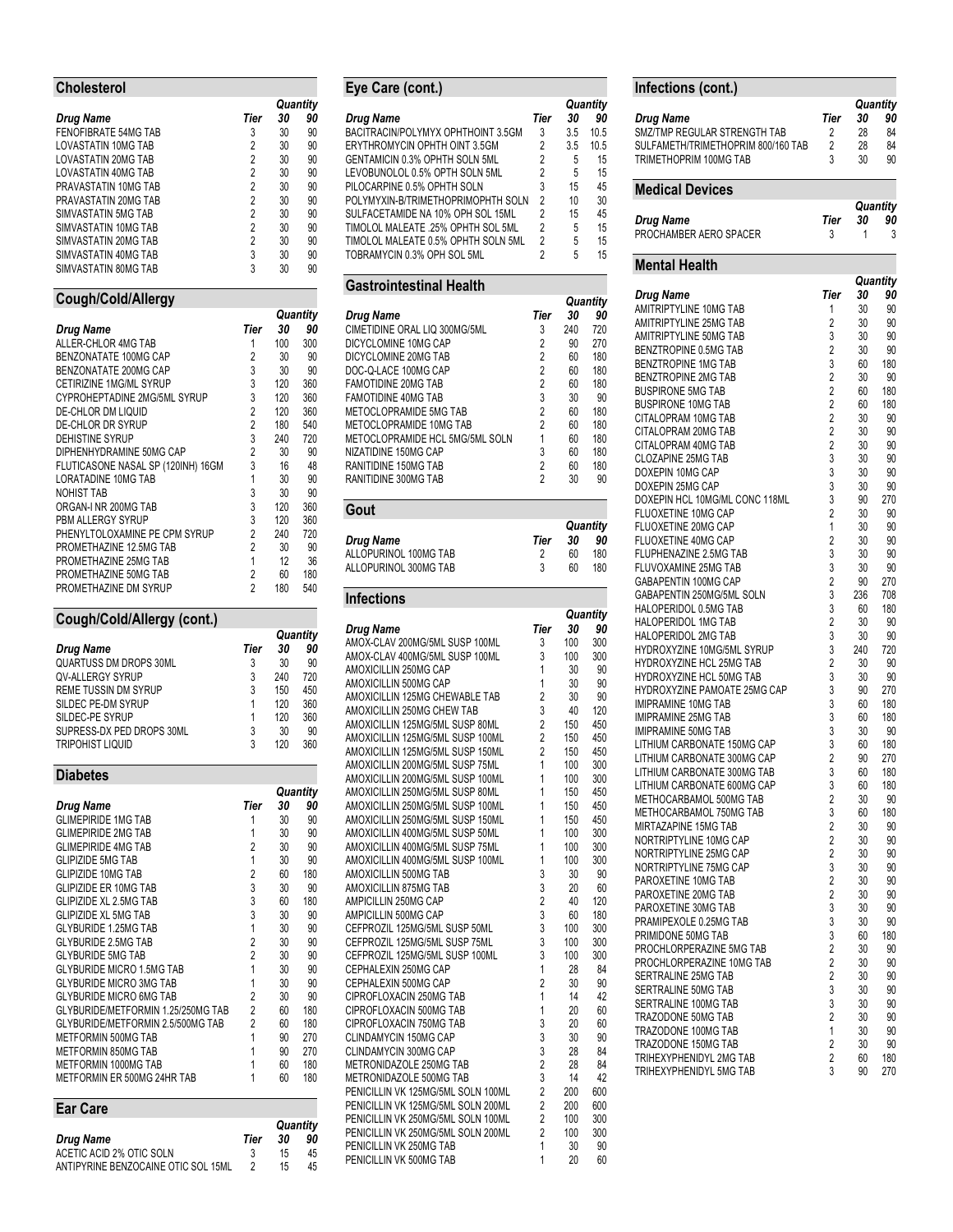## Cholesterol

| Drug Name | Tier | Quantity 30 | 90 |
|---|---|---|---|
| FENOFIBRATE 54MG TAB | 3 | 30 | 90 |
| LOVASTATIN 10MG TAB | 2 | 30 | 90 |
| LOVASTATIN 20MG TAB | 2 | 30 | 90 |
| LOVASTATIN 40MG TAB | 2 | 30 | 90 |
| PRAVASTATIN 10MG TAB | 2 | 30 | 90 |
| PRAVASTATIN 20MG TAB | 2 | 30 | 90 |
| SIMVASTATIN 5MG TAB | 2 | 30 | 90 |
| SIMVASTATIN 10MG TAB | 2 | 30 | 90 |
| SIMVASTATIN 20MG TAB | 2 | 30 | 90 |
| SIMVASTATIN 40MG TAB | 3 | 30 | 90 |
| SIMVASTATIN 80MG TAB | 3 | 30 | 90 |

## Cough/Cold/Allergy

| Drug Name | Tier | Quantity 30 | 90 |
|---|---|---|---|
| ALLER-CHLOR 4MG TAB | 1 | 100 | 300 |
| BENZONATATE 100MG CAP | 2 | 30 | 90 |
| BENZONATATE 200MG CAP | 3 | 30 | 90 |
| CETIRIZINE 1MG/ML SYRUP | 3 | 120 | 360 |
| CYPROHEPTADINE 2MG/5ML SYRUP | 3 | 120 | 360 |
| DE-CHLOR DM LIQUID | 2 | 120 | 360 |
| DE-CHLOR DR SYRUP | 2 | 180 | 540 |
| DEHISTINE SYRUP | 3 | 240 | 720 |
| DIPHENHYDRAMINE 50MG CAP | 2 | 30 | 90 |
| FLUTICASONE NASAL SP (120INH) 16GM | 3 | 16 | 48 |
| LORATADINE 10MG TAB | 1 | 30 | 90 |
| NOHIST TAB | 3 | 30 | 90 |
| ORGAN-I NR 200MG TAB | 3 | 120 | 360 |
| PBM ALLERGY SYRUP | 3 | 120 | 360 |
| PHENYLTOLOXAMINE PE CPM SYRUP | 2 | 240 | 720 |
| PROMETHAZINE 12.5MG TAB | 2 | 30 | 90 |
| PROMETHAZINE 25MG TAB | 1 | 12 | 36 |
| PROMETHAZINE 50MG TAB | 2 | 60 | 180 |
| PROMETHAZINE DM SYRUP | 2 | 180 | 540 |

## Cough/Cold/Allergy (cont.)

| Drug Name | Tier | Quantity 30 | 90 |
|---|---|---|---|
| QUARTUSS DM DROPS 30ML | 3 | 30 | 90 |
| QV-ALLERGY SYRUP | 3 | 240 | 720 |
| REME TUSSIN DM SYRUP | 3 | 150 | 450 |
| SILDEC PE-DM SYRUP | 1 | 120 | 360 |
| SILDEC-PE SYRUP | 1 | 120 | 360 |
| SUPRESS-DX PED DROPS 30ML | 3 | 30 | 90 |
| TRIPOHIST LIQUID | 3 | 120 | 360 |

## Diabetes

| Drug Name | Tier | Quantity 30 | 90 |
|---|---|---|---|
| GLIMEPIRIDE 1MG TAB | 1 | 30 | 90 |
| GLIMEPIRIDE 2MG TAB | 1 | 30 | 90 |
| GLIMEPIRIDE 4MG TAB | 2 | 30 | 90 |
| GLIPIZIDE 5MG TAB | 1 | 30 | 90 |
| GLIPIZIDE 10MG TAB | 2 | 60 | 180 |
| GLIPIZIDE ER 10MG TAB | 3 | 30 | 90 |
| GLIPIZIDE XL 2.5MG TAB | 3 | 60 | 180 |
| GLIPIZIDE XL 5MG TAB | 3 | 30 | 90 |
| GLYBURIDE 1.25MG TAB | 1 | 30 | 90 |
| GLYBURIDE 2.5MG TAB | 2 | 30 | 90 |
| GLYBURIDE 5MG TAB | 2 | 30 | 90 |
| GLYBURIDE MICRO 1.5MG TAB | 1 | 30 | 90 |
| GLYBURIDE MICRO 3MG TAB | 1 | 30 | 90 |
| GLYBURIDE MICRO 6MG TAB | 2 | 30 | 90 |
| GLYBURIDE/METFORMIN 1.25/250MG TAB | 2 | 60 | 180 |
| GLYBURIDE/METFORMIN 2.5/500MG TAB | 2 | 60 | 180 |
| METFORMIN 500MG TAB | 1 | 90 | 270 |
| METFORMIN 850MG TAB | 1 | 90 | 270 |
| METFORMIN 1000MG TAB | 1 | 60 | 180 |
| METFORMIN ER 500MG 24HR TAB | 1 | 60 | 180 |

## Ear Care

| Drug Name | Tier | Quantity 30 | 90 |
|---|---|---|---|
| ACETIC ACID 2% OTIC SOLN | 3 | 15 | 45 |
| ANTIPYRINE BENZOCAINE OTIC SOL 15ML | 2 | 15 | 45 |

## Eye Care (cont.)

| Drug Name | Tier | Quantity 30 | 90 |
|---|---|---|---|
| BACITRACIN/POLYMYX OPHTHOINT 3.5GM | 3 | 3.5 | 10.5 |
| ERYTHROMYCIN OPHTH OINT 3.5GM | 2 | 3.5 | 10.5 |
| GENTAMICIN 0.3% OPHTH SOLN 5ML | 2 | 5 | 15 |
| LEVOBUNOLOL 0.5% OPTH SOLN 5ML | 2 | 5 | 15 |
| PILOCARPINE 0.5% OPHTH SOLN | 3 | 15 | 45 |
| POLYMYXIN-B/TRIMETHOPRIMOPHTH SOLN | 2 | 10 | 30 |
| SULFACETAMIDE NA 10% OPH SOL 15ML | 2 | 15 | 45 |
| TIMOLOL MALEATE .25% OPHTH SOL 5ML | 2 | 5 | 15 |
| TIMOLOL MALEATE 0.5% OPHTH SOLN 5ML | 2 | 5 | 15 |
| TOBRAMYCIN 0.3% OPH SOL 5ML | 2 | 5 | 15 |

## Gastrointestinal Health

| Drug Name | Tier | Quantity 30 | 90 |
|---|---|---|---|
| CIMETIDINE ORAL LIQ 300MG/5ML | 3 | 240 | 720 |
| DICYCLOMINE 10MG CAP | 2 | 90 | 270 |
| DICYCLOMINE 20MG TAB | 2 | 60 | 180 |
| DOC-Q-LACE 100MG CAP | 2 | 60 | 180 |
| FAMOTIDINE 20MG TAB | 2 | 60 | 180 |
| FAMOTIDINE 40MG TAB | 3 | 30 | 90 |
| METOCLOPRAMIDE 5MG TAB | 2 | 60 | 180 |
| METOCLOPRAMIDE 10MG TAB | 2 | 60 | 180 |
| METOCLOPRAMIDE HCL 5MG/5ML SOLN | 1 | 60 | 180 |
| NIZATIDINE 150MG CAP | 3 | 60 | 180 |
| RANITIDINE 150MG TAB | 2 | 60 | 180 |
| RANITIDINE 300MG TAB | 2 | 30 | 90 |

## Gout

| Drug Name | Tier | Quantity 30 | 90 |
|---|---|---|---|
| ALLOPURINOL 100MG TAB | 2 | 60 | 180 |
| ALLOPURINOL 300MG TAB | 3 | 60 | 180 |

## Infections

| Drug Name | Tier | Quantity 30 | 90 |
|---|---|---|---|
| AMOX-CLAV 200MG/5ML SUSP 100ML | 3 | 100 | 300 |
| AMOX-CLAV 400MG/5ML SUSP 100ML | 3 | 100 | 300 |
| AMOXICILLIN 250MG CAP | 1 | 30 | 90 |
| AMOXICILLIN 500MG CAP | 1 | 30 | 90 |
| AMOXICILLIN 125MG CHEWABLE TAB | 2 | 30 | 90 |
| AMOXICILLIN 250MG CHEW TAB | 3 | 40 | 120 |
| AMOXICILLIN 125MG/5ML SUSP 80ML | 2 | 150 | 450 |
| AMOXICILLIN 125MG/5ML SUSP 100ML | 2 | 150 | 450 |
| AMOXICILLIN 125MG/5ML SUSP 150ML | 2 | 150 | 450 |
| AMOXICILLIN 200MG/5ML SUSP 75ML | 1 | 100 | 300 |
| AMOXICILLIN 200MG/5ML SUSP 100ML | 1 | 100 | 300 |
| AMOXICILLIN 250MG/5ML SUSP 80ML | 1 | 150 | 450 |
| AMOXICILLIN 250MG/5ML SUSP 100ML | 1 | 150 | 450 |
| AMOXICILLIN 250MG/5ML SUSP 150ML | 1 | 150 | 450 |
| AMOXICILLIN 400MG/5ML SUSP 50ML | 1 | 100 | 300 |
| AMOXICILLIN 400MG/5ML SUSP 75ML | 1 | 100 | 300 |
| AMOXICILLIN 400MG/5ML SUSP 100ML | 1 | 100 | 300 |
| AMOXICILLIN 500MG TAB | 3 | 30 | 90 |
| AMOXICILLIN 875MG TAB | 3 | 20 | 60 |
| AMPICILLIN 250MG CAP | 2 | 40 | 120 |
| AMPICILLIN 500MG CAP | 3 | 60 | 180 |
| CEFPROZIL 125MG/5ML SUSP 50ML | 3 | 100 | 300 |
| CEFPROZIL 125MG/5ML SUSP 75ML | 3 | 100 | 300 |
| CEFPROZIL 125MG/5ML SUSP 100ML | 3 | 100 | 300 |
| CEPHALEXIN 250MG CAP | 1 | 28 | 84 |
| CEPHALEXIN 500MG CAP | 2 | 30 | 90 |
| CIPROFLOXACIN 250MG TAB | 1 | 14 | 42 |
| CIPROFLOXACIN 500MG TAB | 1 | 20 | 60 |
| CIPROFLOXACIN 750MG TAB | 3 | 20 | 60 |
| CLINDAMYCIN 150MG CAP | 3 | 30 | 90 |
| CLINDAMYCIN 300MG CAP | 3 | 28 | 84 |
| METRONIDAZOLE 250MG TAB | 2 | 28 | 84 |
| METRONIDAZOLE 500MG TAB | 3 | 14 | 42 |
| PENICILLIN VK 125MG/5ML SOLN 100ML | 2 | 200 | 600 |
| PENICILLIN VK 125MG/5ML SOLN 200ML | 2 | 200 | 600 |
| PENICILLIN VK 250MG/5ML SOLN 100ML | 2 | 100 | 300 |
| PENICILLIN VK 250MG/5ML SOLN 200ML | 2 | 100 | 300 |
| PENICILLIN VK 250MG TAB | 1 | 30 | 90 |
| PENICILLIN VK 500MG TAB | 1 | 20 | 60 |

## Infections (cont.)

| Drug Name | Tier | Quantity 30 | 90 |
|---|---|---|---|
| SMZ/TMP REGULAR STRENGTH TAB | 2 | 28 | 84 |
| SULFAMETH/TRIMETHOPRIM 800/160 TAB | 2 | 28 | 84 |
| TRIMETHOPRIM 100MG TAB | 3 | 30 | 90 |

## Medical Devices

| Drug Name | Tier | Quantity 30 | 90 |
|---|---|---|---|
| PROCHAMBER AERO SPACER | 3 | 1 | 3 |

## Mental Health

| Drug Name | Tier | Quantity 30 | 90 |
|---|---|---|---|
| AMITRIPTYLINE 10MG TAB | 1 | 30 | 90 |
| AMITRIPTYLINE 25MG TAB | 2 | 30 | 90 |
| AMITRIPTYLINE 50MG TAB | 3 | 30 | 90 |
| BENZTROPINE 0.5MG TAB | 2 | 30 | 90 |
| BENZTROPINE 1MG TAB | 3 | 60 | 180 |
| BENZTROPINE 2MG TAB | 2 | 30 | 90 |
| BUSPIRONE 5MG TAB | 2 | 60 | 180 |
| BUSPIRONE 10MG TAB | 2 | 60 | 180 |
| CITALOPRAM 10MG TAB | 2 | 30 | 90 |
| CITALOPRAM 20MG TAB | 2 | 30 | 90 |
| CITALOPRAM 40MG TAB | 2 | 30 | 90 |
| CLOZAPINE 25MG TAB | 3 | 30 | 90 |
| DOXEPIN 10MG CAP | 3 | 30 | 90 |
| DOXEPIN 25MG CAP | 3 | 30 | 90 |
| DOXEPIN HCL 10MG/ML CONC 118ML | 3 | 90 | 270 |
| FLUOXETINE 10MG CAP | 2 | 30 | 90 |
| FLUOXETINE 20MG CAP | 1 | 30 | 90 |
| FLUOXETINE 40MG CAP | 2 | 30 | 90 |
| FLUPHENAZINE 2.5MG TAB | 3 | 30 | 90 |
| FLUVOXAMINE 25MG TAB | 3 | 30 | 90 |
| GABAPENTIN 100MG CAP | 2 | 90 | 270 |
| GABAPENTIN 250MG/5ML SOLN | 3 | 236 | 708 |
| HALOPERIDOL 0.5MG TAB | 3 | 60 | 180 |
| HALOPERIDOL 1MG TAB | 2 | 30 | 90 |
| HALOPERIDOL 2MG TAB | 3 | 30 | 90 |
| HYDROXYZINE 10MG/5ML SYRUP | 3 | 240 | 720 |
| HYDROXYZINE HCL 25MG TAB | 2 | 30 | 90 |
| HYDROXYZINE HCL 50MG TAB | 3 | 30 | 90 |
| HYDROXYZINE PAMOATE 25MG CAP | 3 | 90 | 270 |
| IMIPRAMINE 10MG TAB | 3 | 60 | 180 |
| IMIPRAMINE 25MG TAB | 3 | 60 | 180 |
| IMIPRAMINE 50MG TAB | 3 | 30 | 90 |
| LITHIUM CARBONATE 150MG CAP | 3 | 60 | 180 |
| LITHIUM CARBONATE 300MG CAP | 2 | 90 | 270 |
| LITHIUM CARBONATE 300MG TAB | 3 | 60 | 180 |
| LITHIUM CARBONATE 600MG CAP | 3 | 60 | 180 |
| METHOCARBAMOL 500MG TAB | 2 | 30 | 90 |
| METHOCARBAMOL 750MG TAB | 3 | 60 | 180 |
| MIRTAZAPINE 15MG TAB | 2 | 30 | 90 |
| NORTRIPTYLINE 10MG CAP | 2 | 30 | 90 |
| NORTRIPTYLINE 25MG CAP | 2 | 30 | 90 |
| NORTRIPTYLINE 75MG CAP | 3 | 30 | 90 |
| PAROXETINE 10MG TAB | 2 | 30 | 90 |
| PAROXETINE 20MG TAB | 2 | 30 | 90 |
| PAROXETINE 30MG TAB | 3 | 30 | 90 |
| PRAMIPEXOLE 0.25MG TAB | 3 | 30 | 90 |
| PRIMIDONE 50MG TAB | 3 | 60 | 180 |
| PROCHLORPERAZINE 5MG TAB | 2 | 30 | 90 |
| PROCHLORPERAZINE 10MG TAB | 2 | 30 | 90 |
| SERTRALINE 25MG TAB | 2 | 30 | 90 |
| SERTRALINE 50MG TAB | 3 | 30 | 90 |
| SERTRALINE 100MG TAB | 3 | 30 | 90 |
| TRAZODONE 50MG TAB | 2 | 30 | 90 |
| TRAZODONE 100MG TAB | 1 | 30 | 90 |
| TRAZODONE 150MG TAB | 2 | 30 | 90 |
| TRIHEXYPHENIDYL 2MG TAB | 2 | 60 | 180 |
| TRIHEXYPHENIDYL 5MG TAB | 3 | 90 | 270 |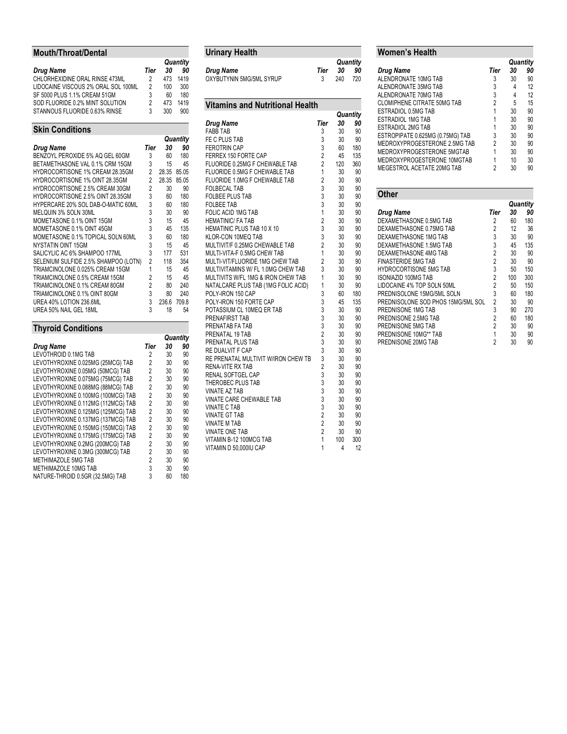## Mouth/Throat/Dental

| Drug Name | Tier | Quantity 30 | Quantity 90 |
|---|---|---|---|
| CHLORHEXIDINE ORAL RINSE 473ML | 2 | 473 | 1419 |
| LIDOCAINE VISCOUS 2% ORAL SOL 100ML | 2 | 100 | 300 |
| SF 5000 PLUS 1.1% CREAM 51GM | 3 | 60 | 180 |
| SOD FLUORIDE 0.2% MINT SOLUTION | 2 | 473 | 1419 |
| STANNOUS FLUORIDE 0.63% RINSE | 3 | 300 | 900 |

## Skin Conditions

| Drug Name | Tier | Quantity 30 | Quantity 90 |
|---|---|---|---|
| BENZOYL PEROXIDE 5% AQ GEL 60GM | 3 | 60 | 180 |
| BETAMETHASONE VAL 0.1% CRM 15GM | 3 | 15 | 45 |
| HYDROCORTISONE 1% CREAM 28.35GM | 2 | 28.35 | 85.05 |
| HYDROCORTISONE 1% OINT 28.35GM | 2 | 28.35 | 85.05 |
| HYDROCORTISONE 2.5% CREAM 30GM | 2 | 30 | 90 |
| HYDROCORTISONE 2.5% OINT 28.35GM | 3 | 60 | 180 |
| HYPERCARE 20% SOL DAB-O-MATIC 60ML | 3 | 60 | 180 |
| MELQUIN 3% SOLN 30ML | 3 | 30 | 90 |
| MOMETASONE 0.1% OINT 15GM | 3 | 15 | 45 |
| MOMETASONE 0.1% OINT 45GM | 3 | 45 | 135 |
| MOMETASONE 0.1% TOPICAL SOLN 60ML | 3 | 60 | 180 |
| NYSTATIN OINT 15GM | 3 | 15 | 45 |
| SALICYLIC AC 6% SHAMPOO 177ML | 3 | 177 | 531 |
| SELENIUM SULFIDE 2.5% SHAMPOO (LOTN) | 2 | 118 | 354 |
| TRIAMCINOLONE 0.025% CREAM 15GM | 1 | 15 | 45 |
| TRIAMCINOLONE 0.5% CREAM 15GM | 2 | 15 | 45 |
| TRIAMCINOLONE 0.1% CREAM 80GM | 2 | 80 | 240 |
| TRIAMCINOLONE 0.1% OINT 80GM | 3 | 80 | 240 |
| UREA 40% LOTION 236.6ML | 3 | 236.6 | 709.8 |
| UREA 50% NAIL GEL 18ML | 3 | 18 | 54 |

## Thyroid Conditions

| Drug Name | Tier | Quantity 30 | Quantity 90 |
|---|---|---|---|
| LEVOTHROID 0.1MG TAB | 2 | 30 | 90 |
| LEVOTHYROXINE 0.025MG (25MCG) TAB | 2 | 30 | 90 |
| LEVOTHYROXINE 0.05MG (50MCG) TAB | 2 | 30 | 90 |
| LEVOTHYROXINE 0.075MG (75MCG) TAB | 2 | 30 | 90 |
| LEVOTHYROXINE 0.088MG (88MCG) TAB | 2 | 30 | 90 |
| LEVOTHYROXINE 0.100MG (100MCG) TAB | 2 | 30 | 90 |
| LEVOTHYROXINE 0.112MG (112MCG) TAB | 2 | 30 | 90 |
| LEVOTHYROXINE 0.125MG (125MCG) TAB | 2 | 30 | 90 |
| LEVOTHYROXINE 0.137MG (137MCG) TAB | 2 | 30 | 90 |
| LEVOTHYROXINE 0.150MG (150MCG) TAB | 2 | 30 | 90 |
| LEVOTHYROXINE 0.175MG (175MCG) TAB | 2 | 30 | 90 |
| LEVOTHYROXINE 0.2MG (200MCG) TAB | 2 | 30 | 90 |
| LEVOTHYROXINE 0.3MG (300MCG) TAB | 2 | 30 | 90 |
| METHIMAZOLE 5MG TAB | 2 | 30 | 90 |
| METHIMAZOLE 10MG TAB | 3 | 30 | 90 |
| NATURE-THROID 0.5GR (32.5MG) TAB | 3 | 60 | 180 |

## Urinary Health

| Drug Name | Tier | Quantity 30 | Quantity 90 |
|---|---|---|---|
| OXYBUTYNIN 5MG/5ML SYRUP | 3 | 240 | 720 |

## Vitamins and Nutritional Health

| Drug Name | Tier | Quantity 30 | Quantity 90 |
|---|---|---|---|
| FABB TAB | 3 | 30 | 90 |
| FE C PLUS TAB | 3 | 30 | 90 |
| FEROTRIN CAP | 3 | 60 | 180 |
| FERREX 150 FORTE CAP | 2 | 45 | 135 |
| FLUORIDE 0.25MG F CHEWABLE TAB | 2 | 120 | 360 |
| FLUORIDE 0.5MG F CHEWABLE TAB | 1 | 30 | 90 |
| FLUORIDE 1.0MG F CHEWABLE TAB | 2 | 30 | 90 |
| FOLBECAL TAB | 3 | 30 | 90 |
| FOLBEE PLUS TAB | 3 | 30 | 90 |
| FOLBEE TAB | 3 | 30 | 90 |
| FOLIC ACID 1MG TAB | 1 | 30 | 90 |
| HEMATINIC/ FA TAB | 2 | 30 | 90 |
| HEMATINIC PLUS TAB 10 X 10 | 3 | 30 | 90 |
| KLOR-CON 10MEQ TAB | 3 | 30 | 90 |
| MULTIVIT/F 0.25MG CHEWABLE TAB | 2 | 30 | 90 |
| MULTI-VITA-F 0.5MG CHEW TAB | 1 | 30 | 90 |
| MULTI-VIT/FLUORIDE 1MG CHEW TAB | 2 | 30 | 90 |
| MULTIVITAMINS W/ FL 1.0MG CHEW TAB | 3 | 30 | 90 |
| MULTIVITS W/FL 1MG & IRON CHEW TAB | 1 | 30 | 90 |
| NATALCARE PLUS TAB (1MG FOLIC ACID) | 1 | 30 | 90 |
| POLY-IRON 150 CAP | 3 | 60 | 180 |
| POLY-IRON 150 FORTE CAP | 3 | 45 | 135 |
| POTASSIUM CL 10MEQ ER TAB | 3 | 30 | 90 |
| PRENAFIRST TAB | 3 | 30 | 90 |
| PRENATAB FA TAB | 3 | 30 | 90 |
| PRENATAL 19 TAB | 2 | 30 | 90 |
| PRENATAL PLUS TAB | 3 | 30 | 90 |
| RE DUALVIT F CAP | 3 | 30 | 90 |
| RE PRENATAL MULTIVIT W/IRON CHEW TB | 3 | 30 | 90 |
| RENA-VITE RX TAB | 2 | 30 | 90 |
| RENAL SOFTGEL CAP | 3 | 30 | 90 |
| THEROBEC PLUS TAB | 3 | 30 | 90 |
| VINATE AZ TAB | 3 | 30 | 90 |
| VINATE CARE CHEWABLE TAB | 3 | 30 | 90 |
| VINATE C TAB | 3 | 30 | 90 |
| VINATE GT TAB | 2 | 30 | 90 |
| VINATE M TAB | 2 | 30 | 90 |
| VINATE ONE TAB | 2 | 30 | 90 |
| VITAMIN B-12 100MCG TAB | 1 | 100 | 300 |
| VITAMIN D 50,000IU CAP | 1 | 4 | 12 |

## Women's Health

| Drug Name | Tier | Quantity 30 | Quantity 90 |
|---|---|---|---|
| ALENDRONATE 10MG TAB | 3 | 30 | 90 |
| ALENDRONATE 35MG TAB | 3 | 4 | 12 |
| ALENDRONATE 70MG TAB | 3 | 4 | 12 |
| CLOMIPHENE CITRATE 50MG TAB | 2 | 5 | 15 |
| ESTRADIOL 0.5MG TAB | 1 | 30 | 90 |
| ESTRADIOL 1MG TAB | 1 | 30 | 90 |
| ESTRADIOL 2MG TAB | 1 | 30 | 90 |
| ESTROPIPATE 0.625MG (0.75MG) TAB | 3 | 30 | 90 |
| MEDROXYPROGESTERONE 2.5MG TAB | 2 | 30 | 90 |
| MEDROXYPROGESTERONE 5MGTAB | 1 | 30 | 90 |
| MEDROXYPROGESTERONE 10MGTAB | 1 | 10 | 30 |
| MEGESTROL ACETATE 20MG TAB | 2 | 30 | 90 |

## Other

| Drug Name | Tier | Quantity 30 | Quantity 90 |
|---|---|---|---|
| DEXAMETHASONE 0.5MG TAB | 2 | 60 | 180 |
| DEXAMETHASONE 0.75MG TAB | 2 | 12 | 36 |
| DEXAMETHASONE 1MG TAB | 3 | 30 | 90 |
| DEXAMETHASONE 1.5MG TAB | 3 | 45 | 135 |
| DEXAMETHASONE 4MG TAB | 2 | 30 | 90 |
| FINASTERIDE 5MG TAB | 2 | 30 | 90 |
| HYDROCORTISONE 5MG TAB | 3 | 50 | 150 |
| ISONIAZID 100MG TAB | 2 | 100 | 300 |
| LIDOCAINE 4% TOP SOLN 50ML | 2 | 50 | 150 |
| PREDNISOLONE 15MG/5ML SOLN | 3 | 60 | 180 |
| PREDNISOLONE SOD PHOS 15MG/5ML SOL | 2 | 30 | 90 |
| PREDNISONE 1MG TAB | 3 | 90 | 270 |
| PREDNISONE 2.5MG TAB | 2 | 60 | 180 |
| PREDNISONE 5MG TAB | 2 | 30 | 90 |
| PREDNISONE 10MG** TAB | 1 | 30 | 90 |
| PREDNISONE 20MG TAB | 2 | 30 | 90 |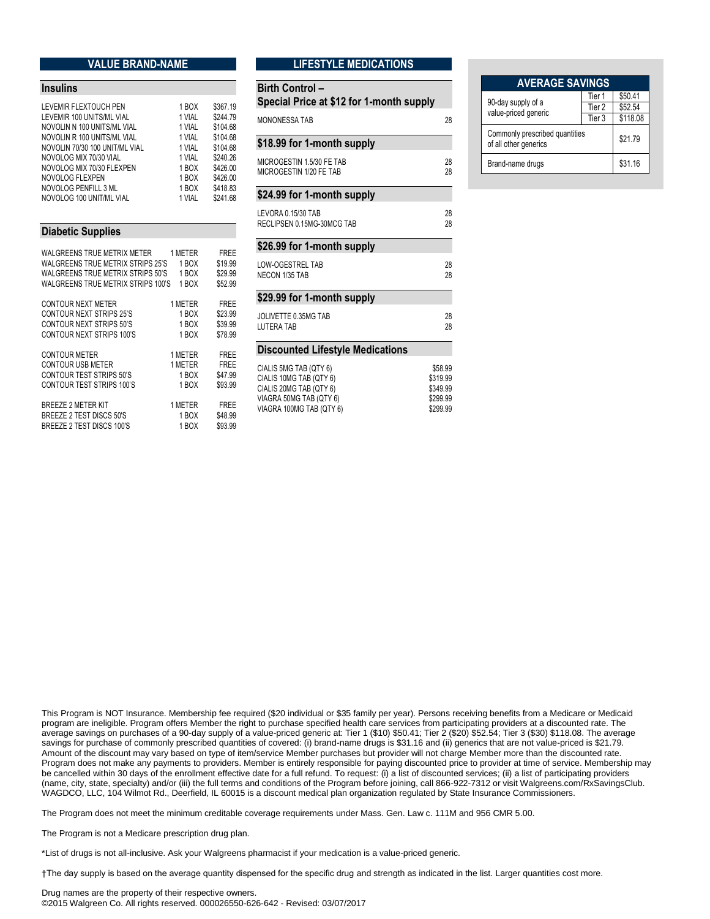## VALUE BRAND-NAME

### Insulins

| | | |
|---|---|---|
| LEVEMIR FLEXTOUCH PEN | 1 BOX | $367.19 |
| LEVEMIR 100 UNITS/ML VIAL | 1 VIAL | $244.79 |
| NOVOLIN N 100 UNITS/ML VIAL | 1 VIAL | $104.68 |
| NOVOLIN R 100 UNITS/ML VIAL | 1 VIAL | $104.68 |
| NOVOLIN 70/30 100 UNIT/ML VIAL | 1 VIAL | $104.68 |
| NOVOLOG MIX 70/30 VIAL | 1 VIAL | $240.26 |
| NOVOLOG MIX 70/30 FLEXPEN | 1 BOX | $426.00 |
| NOVOLOG FLEXPEN | 1 BOX | $426.00 |
| NOVOLOG PENFILL 3 ML | 1 BOX | $418.83 |
| NOVOLOG 100 UNIT/ML VIAL | 1 VIAL | $241.68 |

### Diabetic Supplies

| | | |
|---|---|---|
| WALGREENS TRUE METRIX METER | 1 METER | FREE |
| WALGREENS TRUE METRIX STRIPS 25'S | 1 BOX | $19.99 |
| WALGREENS TRUE METRIX STRIPS 50'S | 1 BOX | $29.99 |
| WALGREENS TRUE METRIX STRIPS 100'S | 1 BOX | $52.99 |
| CONTOUR NEXT METER | 1 METER | FREE |
| CONTOUR NEXT STRIPS 25'S | 1 BOX | $23.99 |
| CONTOUR NEXT STRIPS 50'S | 1 BOX | $39.99 |
| CONTOUR NEXT STRIPS 100'S | 1 BOX | $78.99 |
| CONTOUR METER | 1 METER | FREE |
| CONTOUR USB METER | 1 METER | FREE |
| CONTOUR TEST STRIPS 50'S | 1 BOX | $47.99 |
| CONTOUR TEST STRIPS 100'S | 1 BOX | $93.99 |
| BREEZE 2 METER KIT | 1 METER | FREE |
| BREEZE 2 TEST DISCS 50'S | 1 BOX | $48.99 |
| BREEZE 2 TEST DISCS 100'S | 1 BOX | $93.99 |

## LIFESTYLE MEDICATIONS

### Birth Control – Special Price at $12 for 1-month supply

| | |
|---|---|
| MONONESSA TAB | 28 |

### $18.99 for 1-month supply

| | |
|---|---|
| MICROGESTIN 1.5/30 FE TAB | 28 |
| MICROGESTIN 1/20 FE TAB | 28 |

### $24.99 for 1-month supply

| | |
|---|---|
| LEVORA 0.15/30 TAB | 28 |
| RECLIPSEN 0.15MG-30MCG TAB | 28 |

### $26.99 for 1-month supply

| | |
|---|---|
| LOW-OGESTREL TAB | 28 |
| NECON 1/35 TAB | 28 |

### $29.99 for 1-month supply

| | |
|---|---|
| JOLIVETTE 0.35MG TAB | 28 |
| LUTERA TAB | 28 |

### Discounted Lifestyle Medications

| | |
|---|---|
| CIALIS 5MG TAB (QTY 6) | $58.99 |
| CIALIS 10MG TAB (QTY 6) | $319.99 |
| CIALIS 20MG TAB (QTY 6) | $349.99 |
| VIAGRA 50MG TAB (QTY 6) | $299.99 |
| VIAGRA 100MG TAB (QTY 6) | $299.99 |

## AVERAGE SAVINGS

| | | |
|---|---|---|
| 90-day supply of a value-priced generic | Tier 1 | $50.41 |
| | Tier 2 | $52.54 |
| | Tier 3 | $118.08 |
| Commonly prescribed quantities of all other generics | | $21.79 |
| Brand-name drugs | | $31.16 |

This Program is NOT Insurance. Membership fee required ($20 individual or $35 family per year). Persons receiving benefits from a Medicare or Medicaid program are ineligible. Program offers Member the right to purchase specified health care services from participating providers at a discounted rate. The average savings on purchases of a 90-day supply of a value-priced generic at: Tier 1 ($10) $50.41; Tier 2 ($20) $52.54; Tier 3 ($30) $118.08. The average savings for purchase of commonly prescribed quantities of covered: (i) brand-name drugs is $31.16 and (ii) generics that are not value-priced is $21.79. Amount of the discount may vary based on type of item/service Member purchases but provider will not charge Member more than the discounted rate. Program does not make any payments to providers. Member is entirely responsible for paying discounted price to provider at time of service. Membership may be cancelled within 30 days of the enrollment effective date for a full refund. To request: (i) a list of discounted services; (ii) a list of participating providers (name, city, state, specialty) and/or (iii) the full terms and conditions of the Program before joining, call 866-922-7312 or visit Walgreens.com/RxSavingsClub. WAGDCO, LLC, 104 Wilmot Rd., Deerfield, IL 60015 is a discount medical plan organization regulated by State Insurance Commissioners.

The Program does not meet the minimum creditable coverage requirements under Mass. Gen. Law c. 111M and 956 CMR 5.00.

The Program is not a Medicare prescription drug plan.

*List of drugs is not all-inclusive. Ask your Walgreens pharmacist if your medication is a value-priced generic.

†The day supply is based on the average quantity dispensed for the specific drug and strength as indicated in the list. Larger quantities cost more.

Drug names are the property of their respective owners.
©2015 Walgreen Co. All rights reserved. 000026550-626-642 - Revised: 03/07/2017